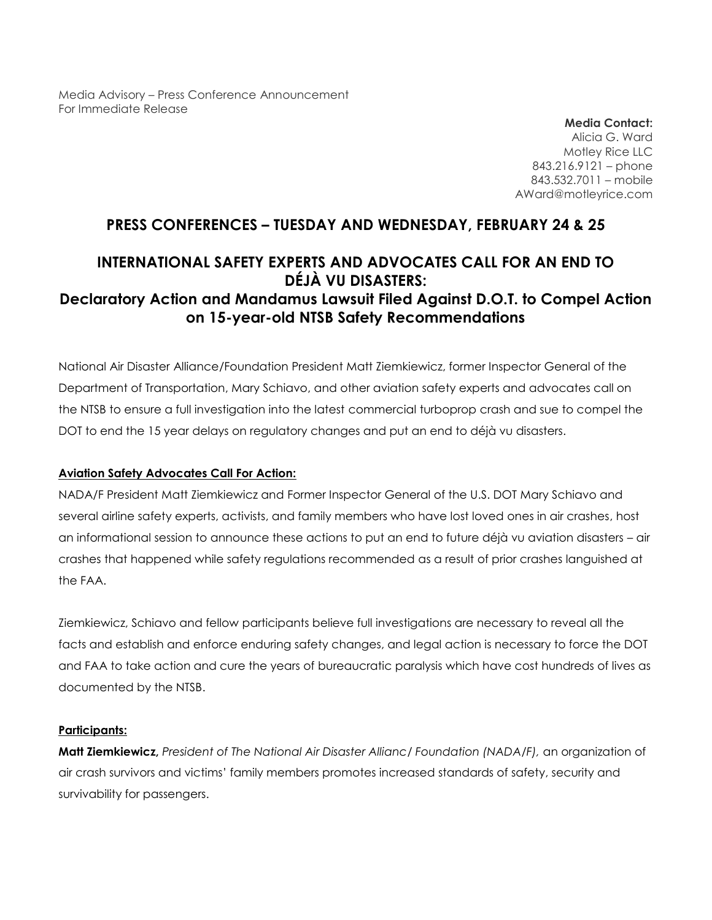Media Advisory – Press Conference Announcement
For Immediate Release

**Media Contact:**
Alicia G. Ward
Motley Rice LLC
843.216.9121 – phone
843.532.7011 – mobile
AWard@motleyrice.com

## PRESS CONFERENCES – TUESDAY AND WEDNESDAY, FEBRUARY 24 & 25

## INTERNATIONAL SAFETY EXPERTS AND ADVOCATES CALL FOR AN END TO DÉJÀ VU DISASTERS:

### Declaratory Action and Mandamus Lawsuit Filed Against D.O.T. to Compel Action on 15-year-old NTSB Safety Recommendations

National Air Disaster Alliance/Foundation President Matt Ziemkiewicz, former Inspector General of the Department of Transportation, Mary Schiavo, and other aviation safety experts and advocates call on the NTSB to ensure a full investigation into the latest commercial turboprop crash and sue to compel the DOT to end the 15 year delays on regulatory changes and put an end to déjà vu disasters.

**Aviation Safety Advocates Call For Action:**

NADA/F President Matt Ziemkiewicz and Former Inspector General of the U.S. DOT Mary Schiavo and several airline safety experts, activists, and family members who have lost loved ones in air crashes, host an informational session to announce these actions to put an end to future déjà vu aviation disasters – air crashes that happened while safety regulations recommended as a result of prior crashes languished at the FAA.

Ziemkiewicz, Schiavo and fellow participants believe full investigations are necessary to reveal all the facts and establish and enforce enduring safety changes, and legal action is necessary to force the DOT and FAA to take action and cure the years of bureaucratic paralysis which have cost hundreds of lives as documented by the NTSB.

**Participants:**

**Matt Ziemkiewicz,** *President of The National Air Disaster Allianc/ Foundation (NADA/F),* an organization of air crash survivors and victims' family members promotes increased standards of safety, security and survivability for passengers.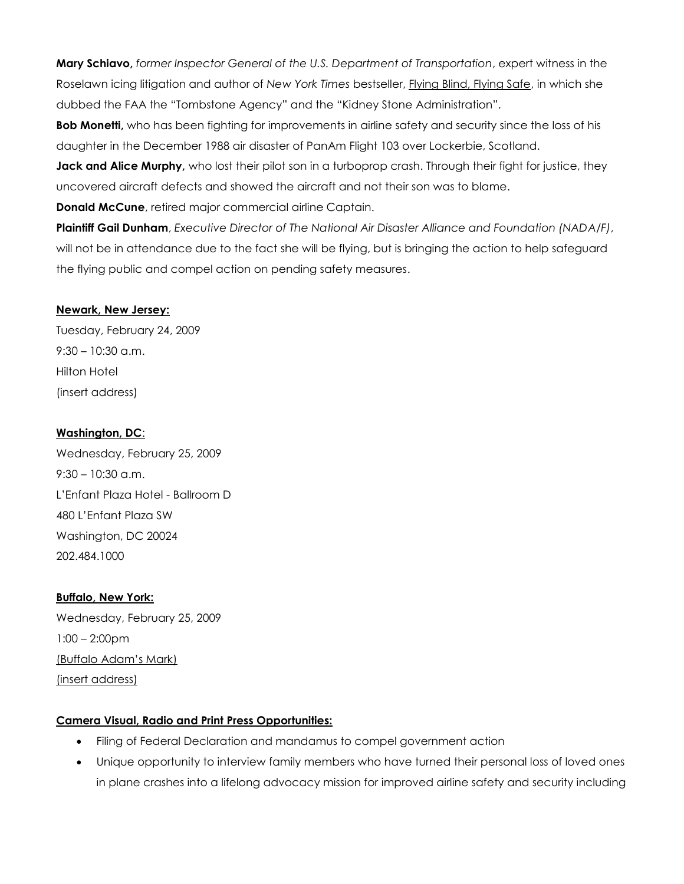**Mary Schiavo,** *former Inspector General of the U.S. Department of Transportation*, expert witness in the Roselawn icing litigation and author of *New York Times* bestseller, Flying Blind, Flying Safe, in which she dubbed the FAA the "Tombstone Agency" and the "Kidney Stone Administration".

**Bob Monetti,** who has been fighting for improvements in airline safety and security since the loss of his daughter in the December 1988 air disaster of PanAm Flight 103 over Lockerbie, Scotland.

**Jack and Alice Murphy,** who lost their pilot son in a turboprop crash. Through their fight for justice, they uncovered aircraft defects and showed the aircraft and not their son was to blame.

**Donald McCune**, retired major commercial airline Captain.

**Plaintiff Gail Dunham**, *Executive Director of The National Air Disaster Alliance and Foundation (NADA/F)*, will not be in attendance due to the fact she will be flying, but is bringing the action to help safeguard the flying public and compel action on pending safety measures.

**Newark, New Jersey:**

Tuesday, February 24, 2009
9:30 – 10:30 a.m.
Hilton Hotel
(insert address)

**Washington, DC**:

Wednesday, February 25, 2009
9:30 – 10:30 a.m.
L'Enfant Plaza Hotel - Ballroom D
480 L'Enfant Plaza SW
Washington, DC 20024
202.484.1000

**Buffalo, New York:**

Wednesday, February 25, 2009
1:00 – 2:00pm
(Buffalo Adam's Mark)
(insert address)

**Camera Visual, Radio and Print Press Opportunities:**

- Filing of Federal Declaration and mandamus to compel government action
- Unique opportunity to interview family members who have turned their personal loss of loved ones in plane crashes into a lifelong advocacy mission for improved airline safety and security including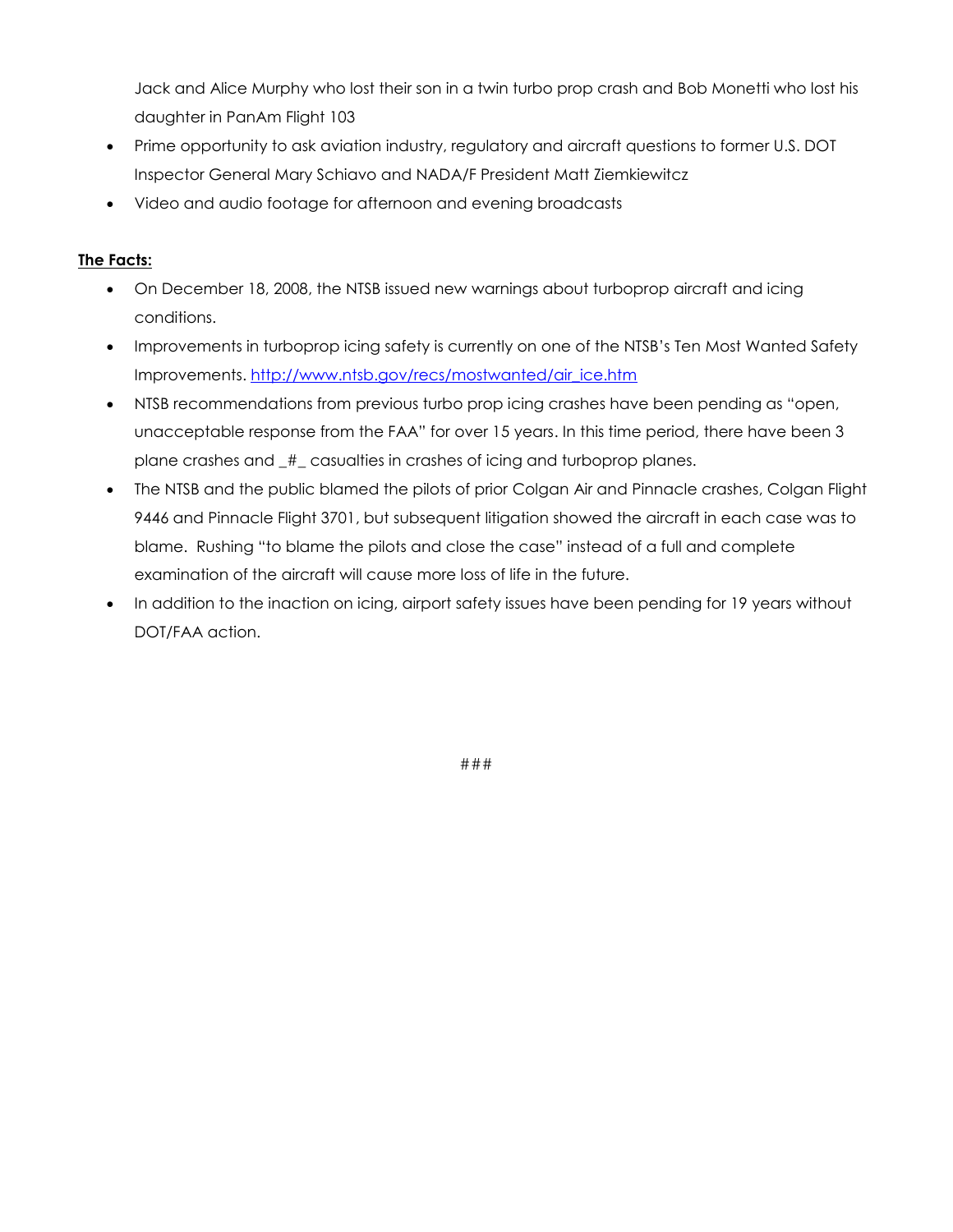Jack and Alice Murphy who lost their son in a twin turbo prop crash and Bob Monetti who lost his daughter in PanAm Flight 103

- Prime opportunity to ask aviation industry, regulatory and aircraft questions to former U.S. DOT Inspector General Mary Schiavo and NADA/F President Matt Ziemkiewitcz
- Video and audio footage for afternoon and evening broadcasts

**The Facts:**

- On December 18, 2008, the NTSB issued new warnings about turboprop aircraft and icing conditions.
- Improvements in turboprop icing safety is currently on one of the NTSB's Ten Most Wanted Safety Improvements. http://www.ntsb.gov/recs/mostwanted/air_ice.htm
- NTSB recommendations from previous turbo prop icing crashes have been pending as "open, unacceptable response from the FAA" for over 15 years. In this time period, there have been 3 plane crashes and _#_ casualties in crashes of icing and turboprop planes.
- The NTSB and the public blamed the pilots of prior Colgan Air and Pinnacle crashes, Colgan Flight 9446 and Pinnacle Flight 3701, but subsequent litigation showed the aircraft in each case was to blame. Rushing "to blame the pilots and close the case" instead of a full and complete examination of the aircraft will cause more loss of life in the future.
- In addition to the inaction on icing, airport safety issues have been pending for 19 years without DOT/FAA action.

###